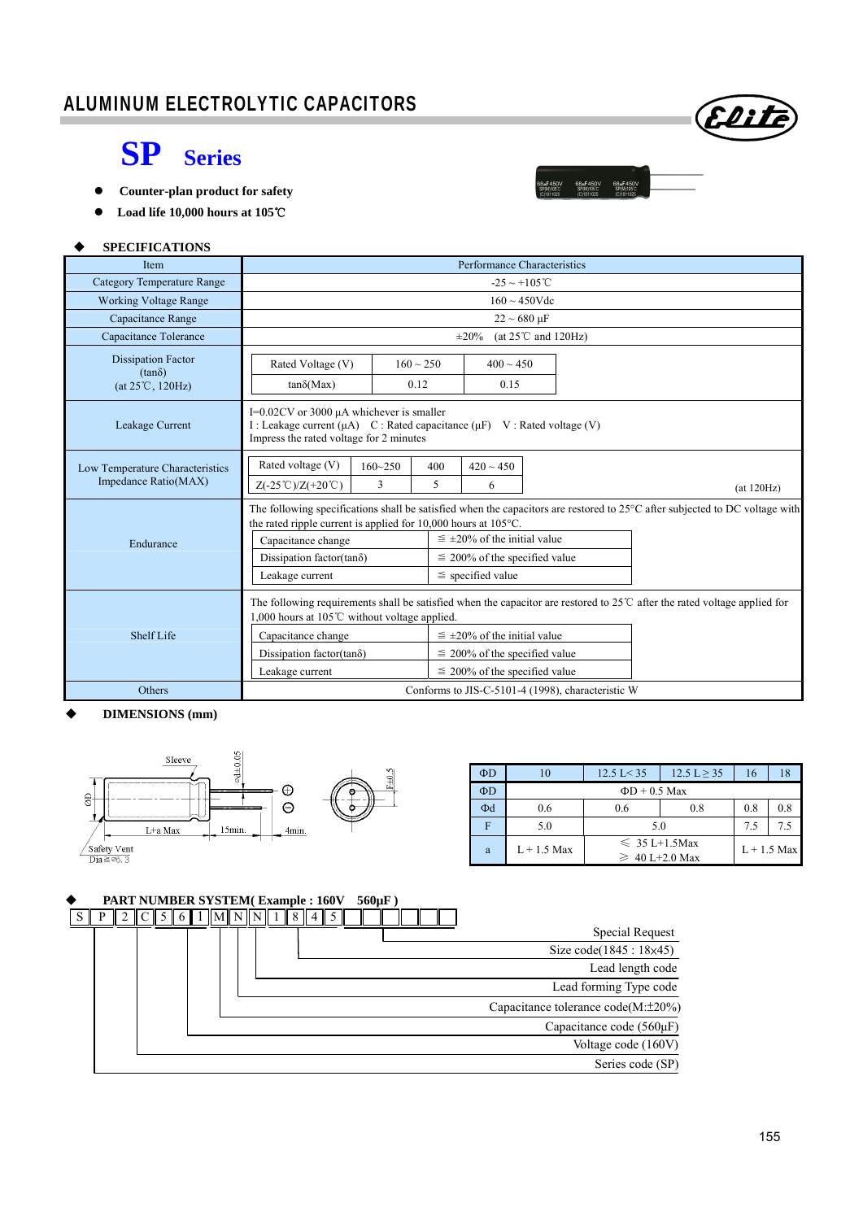# ALUMINUM ELECTROLYTIC CAPACITORS

## SP Series

- Counter-plan product for safety
- Load life 10,000 hours at 105℃

### ◆ SPECIFICATIONS

| Item | Performance Characteristics |
|---|---|
| Category Temperature Range | -25 ~ +105℃ |
| Working Voltage Range | 160 ~ 450Vdc |
| Capacitance Range | 22 ~ 680 µF |
| Capacitance Tolerance | ±20% (at 25℃ and 120Hz) |
| Dissipation Factor (tanδ) (at 25℃, 120Hz) | Rated Voltage (V): 160 ~ 250 / 400 ~ 450; tanδ(Max): 0.12 / 0.15 |
| Leakage Current | I=0.02CV or 3000 µA whichever is smaller<br>I : Leakage current (µA) C : Rated capacitance (µF) V : Rated voltage (V)<br>Impress the rated voltage for 2 minutes |
| Low Temperature Characteristics Impedance Ratio(MAX) | Rated voltage (V): 160~250 / 400 / 420 ~ 450; Z(-25℃)/Z(+20℃): 3 / 5 / 6 (at 120Hz) |
| Endurance | The following specifications shall be satisfied when the capacitors are restored to 25°C after subjected to DC voltage with the rated ripple current is applied for 10,000 hours at 105°C.<br>Capacitance change: ≦ ±20% of the initial value<br>Dissipation factor(tanδ): ≦ 200% of the specified value<br>Leakage current: ≦ specified value |
| Shelf Life | The following requirements shall be satisfied when the capacitor are restored to 25℃ after the rated voltage applied for 1,000 hours at 105℃ without voltage applied.<br>Capacitance change: ≦ ±20% of the initial value<br>Dissipation factor(tanδ): ≦ 200% of the specified value<br>Leakage current: ≦ 200% of the specified value |
| Others | Conforms to JIS-C-5101-4 (1998), characteristic W |

### ◆ DIMENSIONS (mm)

Sleeve
ΦD
L+a Max
15min.
4min.
Safety Vent
Dia≧Φ6. 3
Φd±0.05
F±0.5

| ΦD | 10 | 12.5 L< 35 | 12.5 L ≥ 35 | 16 | 18 |
|---|---|---|---|---|---|
| ΦD | ΦD + 0.5 Max | | | | |
| Φd | 0.6 | 0.6 | 0.8 | 0.8 | 0.8 |
| F | 5.0 | 5.0 | | 7.5 | 7.5 |
| a | L + 1.5 Max | ≦ 35 L+1.5Max<br>≧ 40 L+2.0 Max | | L + 1.5 Max | |

### ◆ PART NUMBER SYSTEM( Example : 160V 560µF )

S P 2 C 5 6 1 M N N 1 8 4 5 _ _ _ _ _ _

- Special Request
- Size code(1845 : 18x45)
- Lead length code
- Lead forming Type code
- Capacitance tolerance code(M:±20%)
- Capacitance code (560µF)
- Voltage code (160V)
- Series code (SP)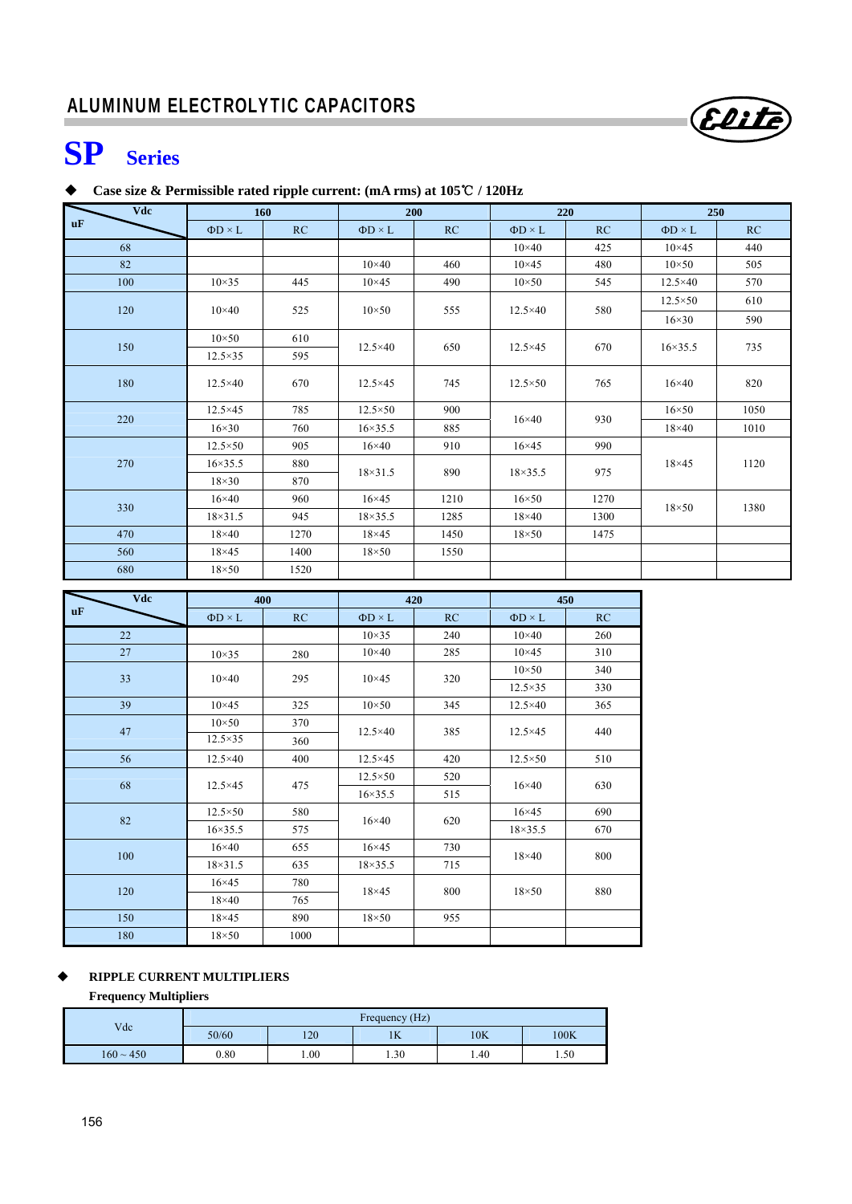# ALUMINUM ELECTROLYTIC CAPACITORS

# SP Series

◆ **Case size & Permissible rated ripple current: (mA rms) at 105℃ / 120Hz**

| Vdc / uF | 160 | | 200 | | 220 | | 250 | |
|---|---|---|---|---|---|---|---|---|
| | ΦD × L | RC | ΦD × L | RC | ΦD × L | RC | ΦD × L | RC |
| 68 | | | | | 10×40 | 425 | 10×45 | 440 |
| 82 | | | 10×40 | 460 | 10×45 | 480 | 10×50 | 505 |
| 100 | 10×35 | 445 | 10×45 | 490 | 10×50 | 545 | 12.5×40 | 570 |
| 120 | 10×40 | 525 | 10×50 | 555 | 12.5×40 | 580 | 12.5×50 | 610 |
| | | | | | | | 16×30 | 590 |
| 150 | 10×50 | 610 | 12.5×40 | 650 | 12.5×45 | 670 | 16×35.5 | 735 |
| | 12.5×35 | 595 | | | | | | |
| 180 | 12.5×40 | 670 | 12.5×45 | 745 | 12.5×50 | 765 | 16×40 | 820 |
| 220 | 12.5×45 | 785 | 12.5×50 | 900 | 16×40 | 930 | 16×50 | 1050 |
| | 16×30 | 760 | 16×35.5 | 885 | | | 18×40 | 1010 |
| 270 | 12.5×50 | 905 | 16×40 | 910 | 16×45 | 990 | 18×45 | 1120 |
| | 16×35.5 | 880 | 18×31.5 | 890 | 18×35.5 | 975 | | |
| | 18×30 | 870 | | | | | | |
| 330 | 16×40 | 960 | 16×45 | 1210 | 16×50 | 1270 | 18×50 | 1380 |
| | 18×31.5 | 945 | 18×35.5 | 1285 | 18×40 | 1300 | | |
| 470 | 18×40 | 1270 | 18×45 | 1450 | 18×50 | 1475 | | |
| 560 | 18×45 | 1400 | 18×50 | 1550 | | | | |
| 680 | 18×50 | 1520 | | | | | | |

| Vdc / uF | 400 | | 420 | | 450 | |
|---|---|---|---|---|---|---|
| | ΦD × L | RC | ΦD × L | RC | ΦD × L | RC |
| 22 | | | 10×35 | 240 | 10×40 | 260 |
| 27 | 10×35 | 280 | 10×40 | 285 | 10×45 | 310 |
| 33 | 10×40 | 295 | 10×45 | 320 | 10×50 | 340 |
| | | | | | 12.5×35 | 330 |
| 39 | 10×45 | 325 | 10×50 | 345 | 12.5×40 | 365 |
| 47 | 10×50 | 370 | 12.5×40 | 385 | 12.5×45 | 440 |
| | 12.5×35 | 360 | | | | |
| 56 | 12.5×40 | 400 | 12.5×45 | 420 | 12.5×50 | 510 |
| 68 | 12.5×45 | 475 | 12.5×50 | 520 | 16×40 | 630 |
| | | | 16×35.5 | 515 | | |
| 82 | 12.5×50 | 580 | 16×40 | 620 | 16×45 | 690 |
| | 16×35.5 | 575 | | | 18×35.5 | 670 |
| 100 | 16×40 | 655 | 16×45 | 730 | 18×40 | 800 |
| | 18×31.5 | 635 | 18×35.5 | 715 | | |
| 120 | 16×45 | 780 | 18×45 | 800 | 18×50 | 880 |
| | 18×40 | 765 | | | | |
| 150 | 18×45 | 890 | 18×50 | 955 | | |
| 180 | 18×50 | 1000 | | | | |

◆ **RIPPLE CURRENT MULTIPLIERS**

**Frequency Multipliers**

| Vdc | Frequency (Hz) | | | | |
|---|---|---|---|---|---|
| | 50/60 | 120 | 1K | 10K | 100K |
| 160 ~ 450 | 0.80 | 1.00 | 1.30 | 1.40 | 1.50 |